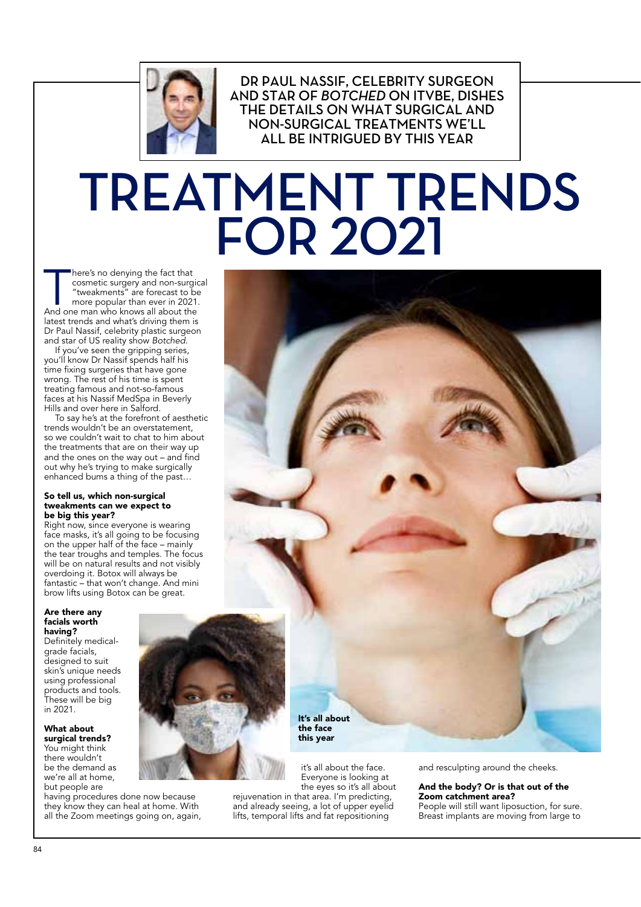DR PAUL NASSIF, CELEBRITY SURGEON AND STAR OF *BOTCHED* ON ITVBE, DISHES THE DETAILS ON WHAT SURGICAL AND NON-SURGICAL TREATMENTS WE'LL ALL BE INTRIGUED BY THIS YEAR

# TREATMENT TRENDS FOR 2021

There's no denying the fact that cosmetic surgery and non-surgical "tweakments" are forecast to be more popular than ever in 2021. And one man who knows all about the latest trends and what's driving them is Dr Paul Nassif, celebrity plastic surgeon and star of US reality show *Botched*.

If you've seen the gripping series, you'll know Dr Nassif spends half his time fixing surgeries that have gone wrong. The rest of his time is spent treating famous and not-so-famous faces at his Nassif MedSpa in Beverly Hills and over here in Salford.

To say he's at the forefront of aesthetic trends wouldn't be an overstatement, so we couldn't wait to chat to him about the treatments that are on their way up and the ones on the way out – and find out why he's trying to make surgically enhanced bums a thing of the past…

**So tell us, which non-surgical tweakments can we expect to be big this year?**

Right now, since everyone is wearing face masks, it's all going to be focusing on the upper half of the face – mainly the tear troughs and temples. The focus will be on natural results and not visibly overdoing it. Botox will always be fantastic – that won't change. And mini brow lifts using Botox can be great.

**Are there any facials worth having?**

Definitely medical-grade facials, designed to suit skin's unique needs using professional products and tools. These will be big in 2021.

**What about surgical trends?**

You might think there wouldn't be the demand as we're all at home, but people are having procedures done now because they know they can heal at home. With all the Zoom meetings going on, again, it's all about the face. Everyone is looking at the eyes so it's all about rejuvenation in that area. I'm predicting, and already seeing, a lot of upper eyelid lifts, temporal lifts and fat repositioning and resculpting around the cheeks.

**And the body? Or is that out of the Zoom catchment area?**

People will still want liposuction, for sure. Breast implants are moving from large to

It's all about the face this year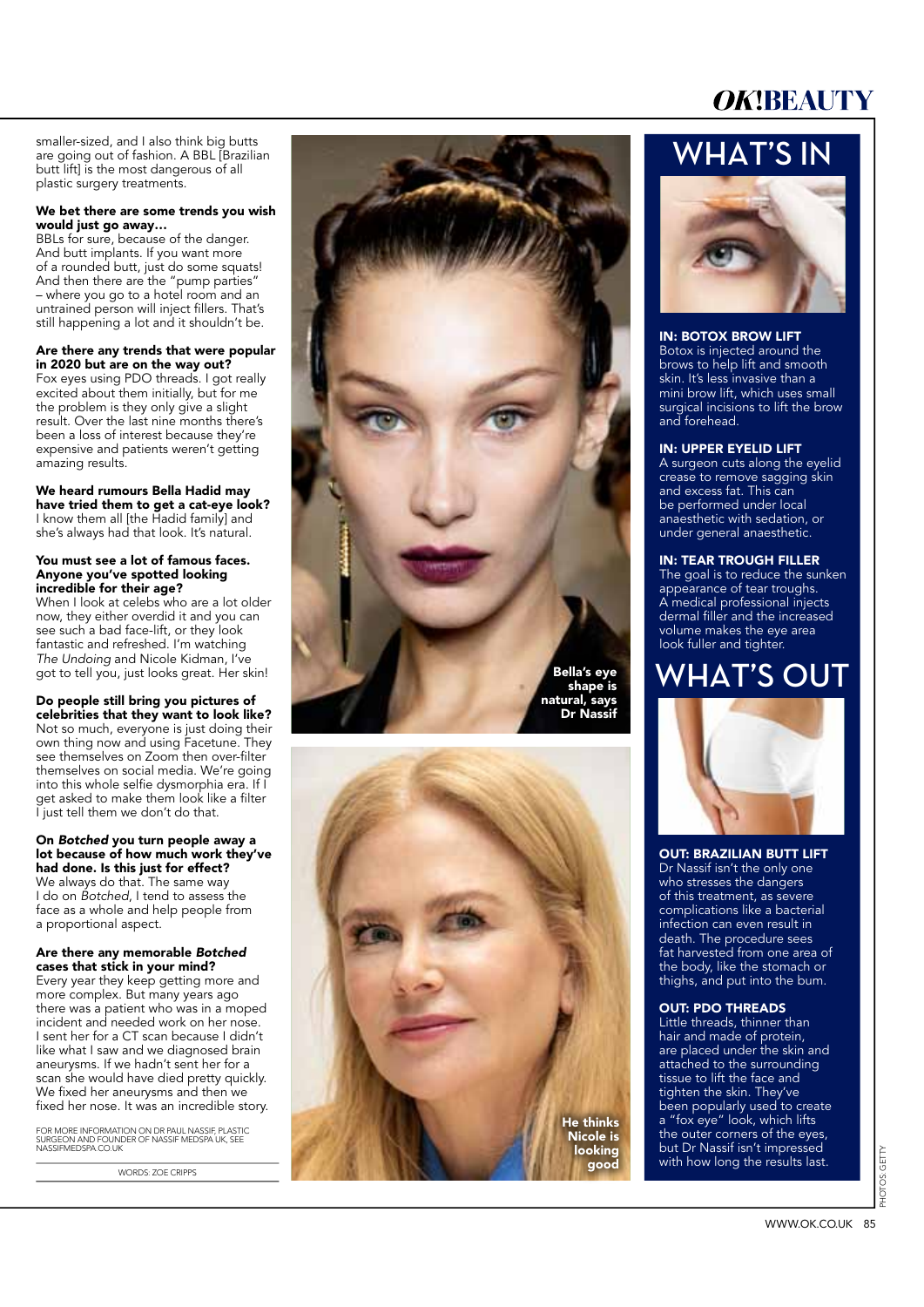smaller-sized, and I also think big butts are going out of fashion. A BBL [Brazilian butt lift] is the most dangerous of all plastic surgery treatments.

**We bet there are some trends you wish would just go away…**
BBLs for sure, because of the danger. And butt implants. If you want more of a rounded butt, just do some squats! And then there are the "pump parties" – where you go to a hotel room and an untrained person will inject fillers. That's still happening a lot and it shouldn't be.

**Are there any trends that were popular in 2020 but are on the way out?**
Fox eyes using PDO threads. I got really excited about them initially, but for me the problem is they only give a slight result. Over the last nine months there's been a loss of interest because they're expensive and patients weren't getting amazing results.

**We heard rumours Bella Hadid may have tried them to get a cat-eye look?**
I know them all [the Hadid family] and she's always had that look. It's natural.

**You must see a lot of famous faces. Anyone you've spotted looking incredible for their age?**
When I look at celebs who are a lot older now, they either overdid it and you can see such a bad face-lift, or they look fantastic and refreshed. I'm watching *The Undoing* and Nicole Kidman, I've got to tell you, just looks great. Her skin!

**Do people still bring you pictures of celebrities that they want to look like?**
Not so much, everyone is just doing their own thing now and using Facetune. They see themselves on Zoom then over-filter themselves on social media. We're going into this whole selfie dysmorphia era. If I get asked to make them look like a filter I just tell them we don't do that.

**On *Botched* you turn people away a lot because of how much work they've had done. Is this just for effect?**
We always do that. The same way I do on *Botched*, I tend to assess the face as a whole and help people from a proportional aspect.

**Are there any memorable *Botched* cases that stick in your mind?**
Every year they keep getting more and more complex. But many years ago there was a patient who was in a moped incident and needed work on her nose. I sent her for a CT scan because I didn't like what I saw and we diagnosed brain aneurysms. If we hadn't sent her for a scan she would have died pretty quickly. We fixed her aneurysms and then we fixed her nose. It was an incredible story.

FOR MORE INFORMATION ON DR PAUL NASSIF, PLASTIC SURGEON AND FOUNDER OF NASSIF MEDSPA UK, SEE NASSIFMEDSPA.CO.UK

WORDS: ZOE CRIPPS

Bella's eye shape is natural, says Dr Nassif

He thinks Nicole is looking good

## WHAT'S IN

**IN: BOTOX BROW LIFT**
Botox is injected around the brows to help lift and smooth skin. It's less invasive than a mini brow lift, which uses small surgical incisions to lift the brow and forehead.

**IN: UPPER EYELID LIFT**
A surgeon cuts along the eyelid crease to remove sagging skin and excess fat. This can be performed under local anaesthetic with sedation, or under general anaesthetic.

**IN: TEAR TROUGH FILLER**
The goal is to reduce the sunken appearance of tear troughs. A medical professional injects dermal filler and the increased volume makes the eye area look fuller and tighter.

## WHAT'S OUT

**OUT: BRAZILIAN BUTT LIFT**
Dr Nassif isn't the only one who stresses the dangers of this treatment, as severe complications like a bacterial infection can even result in death. The procedure sees fat harvested from one area of the body, like the stomach or thighs, and put into the bum.

**OUT: PDO THREADS**
Little threads, thinner than hair and made of protein, are placed under the skin and attached to the surrounding tissue to lift the face and tighten the skin. They've been popularly used to create a "fox eye" look, which lifts the outer corners of the eyes, but Dr Nassif isn't impressed with how long the results last.

PHOTOS: GETTY